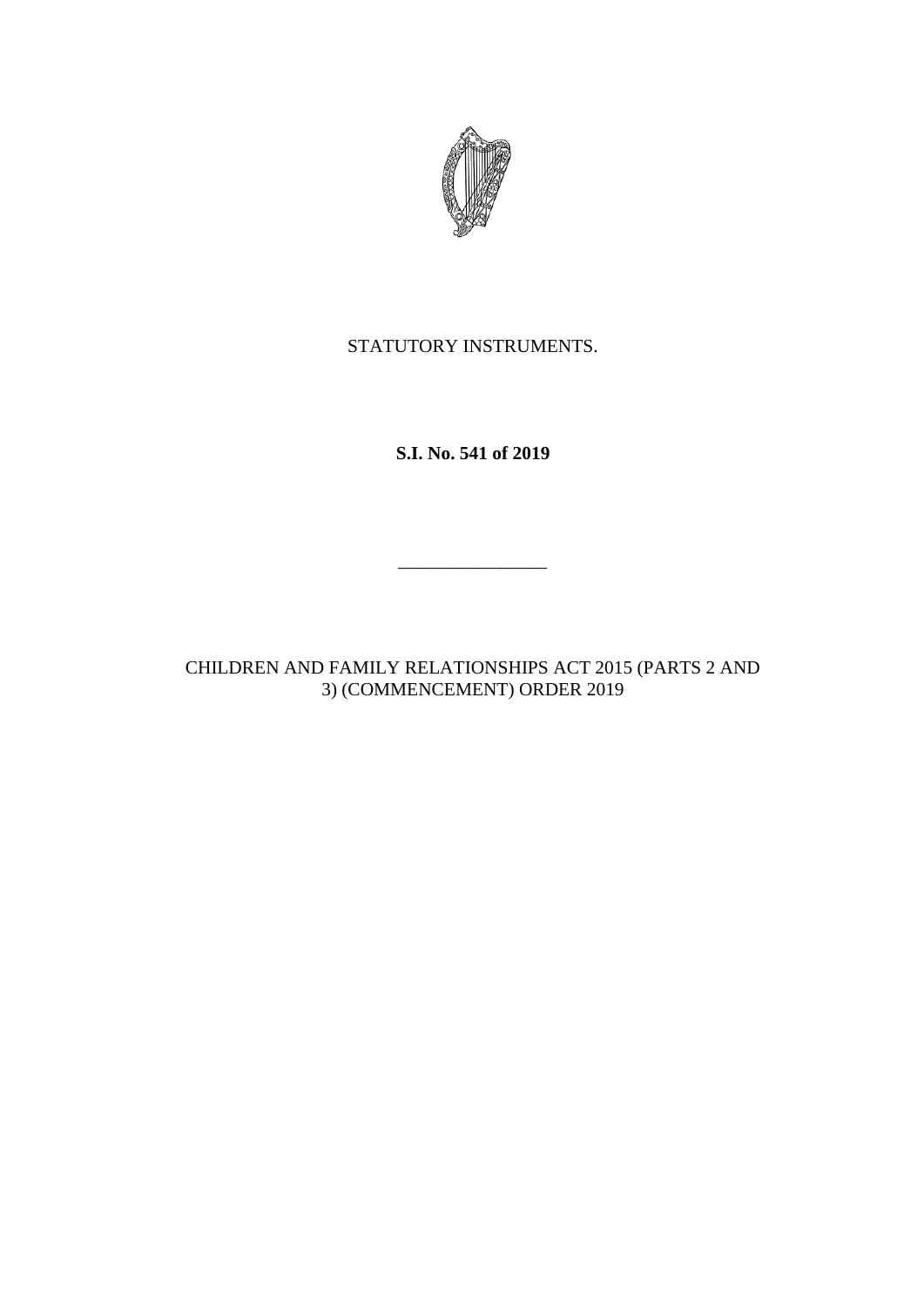STATUTORY INSTRUMENTS.

**S.I. No. 541 of 2019**

---

CHILDREN AND FAMILY RELATIONSHIPS ACT 2015 (PARTS 2 AND 3) (COMMENCEMENT) ORDER 2019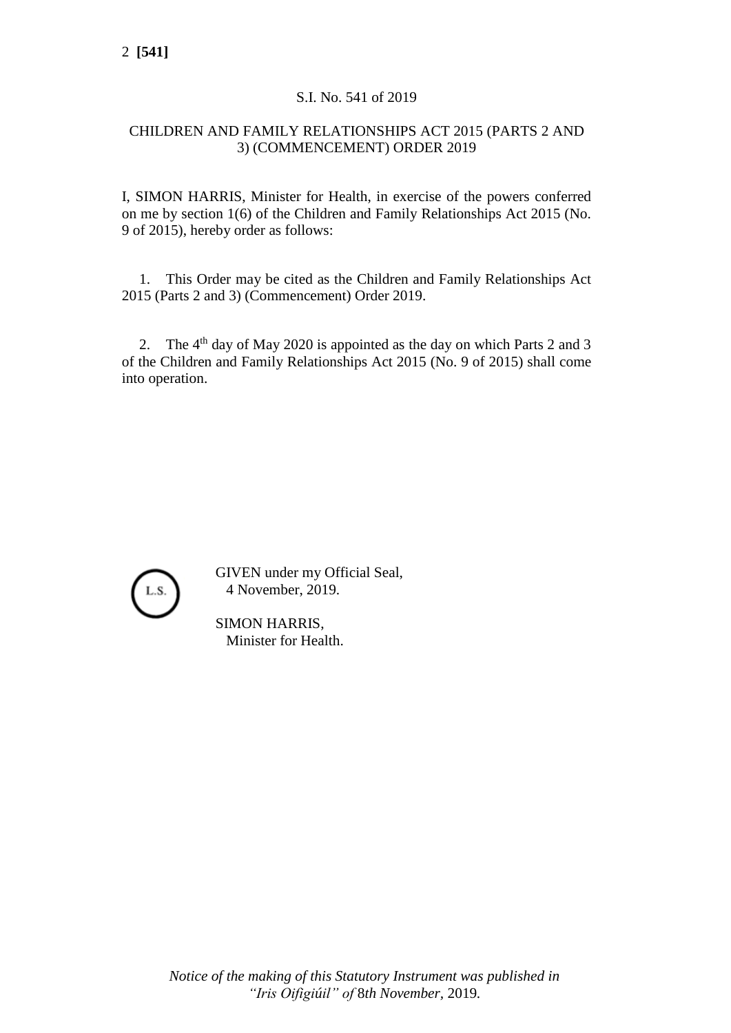S.I. No. 541 of 2019

CHILDREN AND FAMILY RELATIONSHIPS ACT 2015 (PARTS 2 AND 3) (COMMENCEMENT) ORDER 2019

I, SIMON HARRIS, Minister for Health, in exercise of the powers conferred on me by section 1(6) of the Children and Family Relationships Act 2015 (No. 9 of 2015), hereby order as follows:

1. This Order may be cited as the Children and Family Relationships Act 2015 (Parts 2 and 3) (Commencement) Order 2019.

2. The 4th day of May 2020 is appointed as the day on which Parts 2 and 3 of the Children and Family Relationships Act 2015 (No. 9 of 2015) shall come into operation.

L.S.

GIVEN under my Official Seal,
4 November, 2019.

SIMON HARRIS,
Minister for Health.

*Notice of the making of this Statutory Instrument was published in "Iris Oifigiúil" of 8th November, 2019.*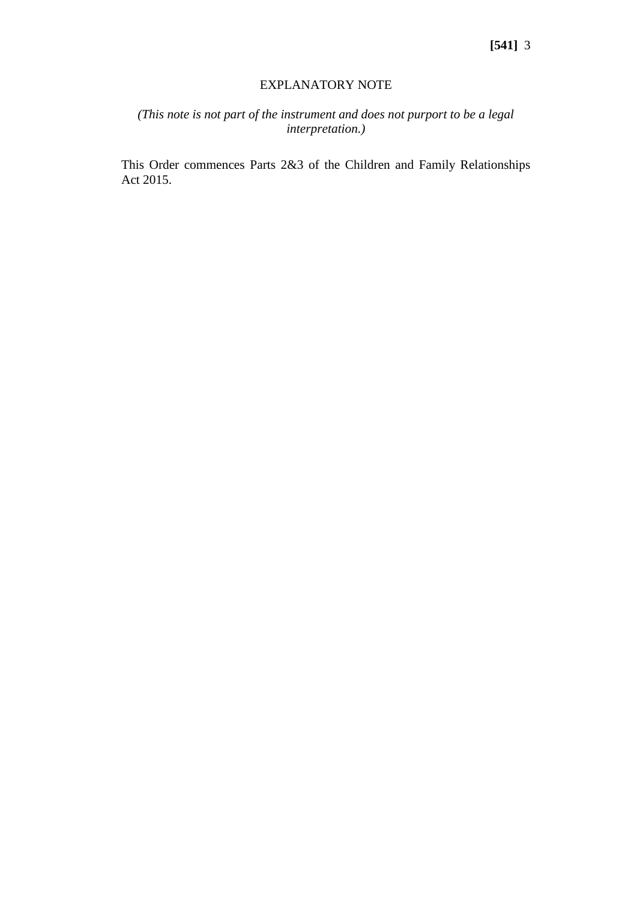EXPLANATORY NOTE

*(This note is not part of the instrument and does not purport to be a legal interpretation.)*

This Order commences Parts 2&3 of the Children and Family Relationships Act 2015.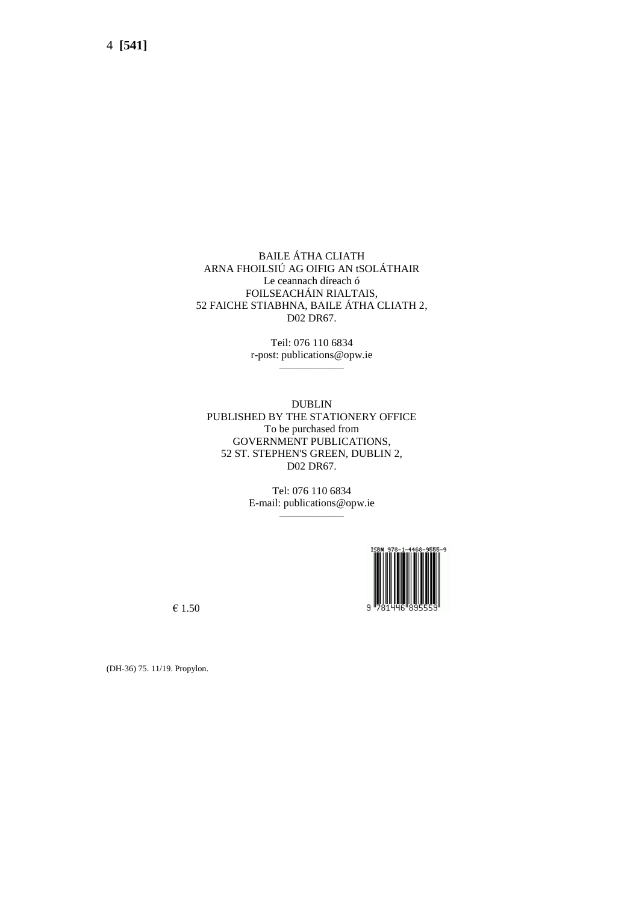BAILE ÁTHA CLIATH
ARNA FHOILSIÚ AG OIFIG AN tSOLÁTHAIR
Le ceannach díreach ó
FOILSEACHÁIN RIALTAIS,
52 FAICHE STIABHNA, BAILE ÁTHA CLIATH 2,
D02 DR67.

Teil: 076 110 6834
r-post: publications@opw.ie

---

DUBLIN
PUBLISHED BY THE STATIONERY OFFICE
To be purchased from
GOVERNMENT PUBLICATIONS,
52 ST. STEPHEN'S GREEN, DUBLIN 2,
D02 DR67.

Tel: 076 110 6834
E-mail: publications@opw.ie

---

ISBN 978-1-4468-9555-9

9 781446 895559

€ 1.50

(DH-36) 75. 11/19. Propylon.